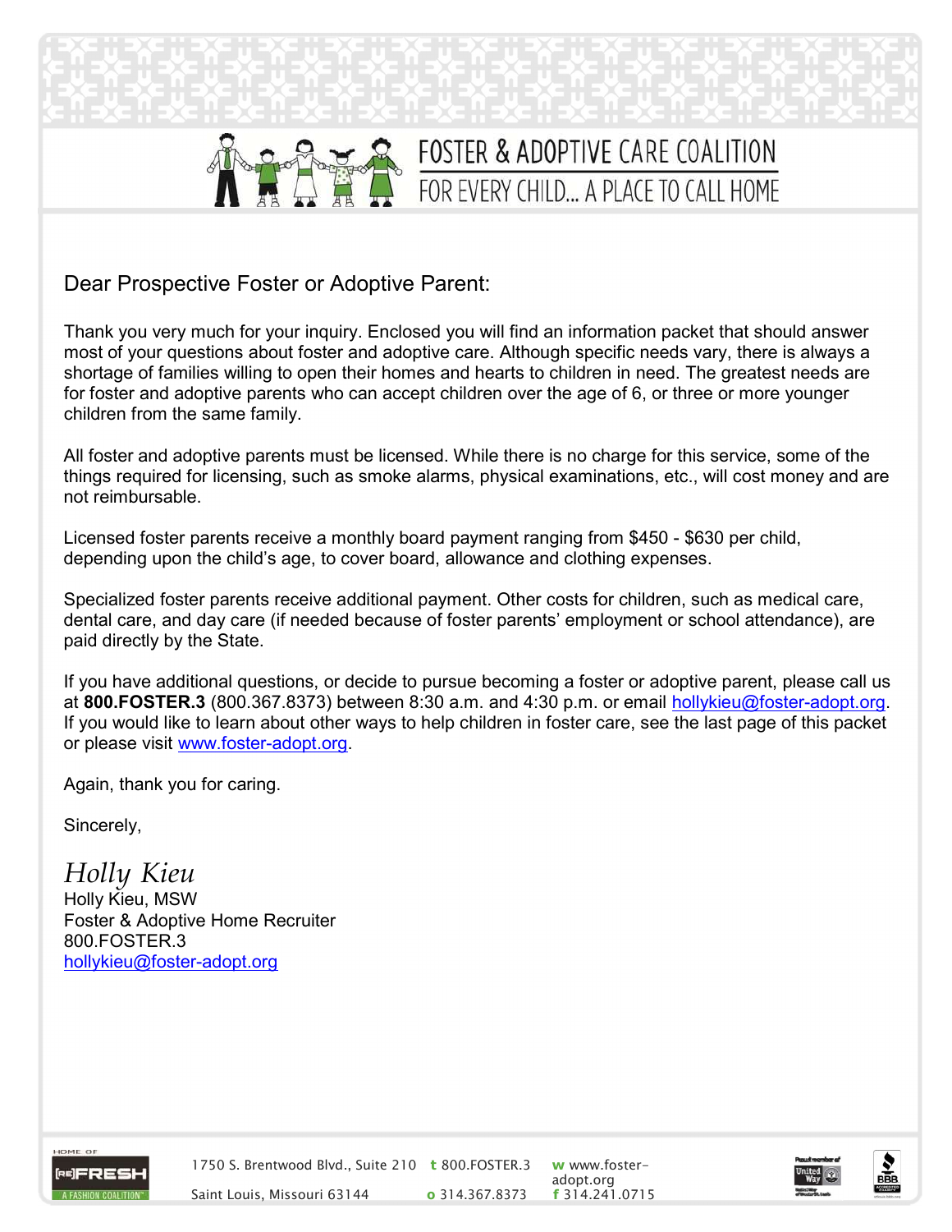# FOSTER & ADOPTIVE CARE COALITION

## FOR EVERY CHILD... A PLACE TO CALL HOME

Dear Prospective Foster or Adoptive Parent:

Thank you very much for your inquiry. Enclosed you will find an information packet that should answer most of your questions about foster and adoptive care. Although specific needs vary, there is always a shortage of families willing to open their homes and hearts to children in need. The greatest needs are for foster and adoptive parents who can accept children over the age of 6, or three or more younger children from the same family.

All foster and adoptive parents must be licensed. While there is no charge for this service, some of the things required for licensing, such as smoke alarms, physical examinations, etc., will cost money and are not reimbursable.

Licensed foster parents receive a monthly board payment ranging from $450 - $630 per child, depending upon the child's age, to cover board, allowance and clothing expenses.

Specialized foster parents receive additional payment. Other costs for children, such as medical care, dental care, and day care (if needed because of foster parents' employment or school attendance), are paid directly by the State.

If you have additional questions, or decide to pursue becoming a foster or adoptive parent, please call us at **800.FOSTER.3** (800.367.8373) between 8:30 a.m. and 4:30 p.m. or email hollykieu@foster-adopt.org. If you would like to learn about other ways to help children in foster care, see the last page of this packet or please visit www.foster-adopt.org.

Again, thank you for caring.

Sincerely,

*Holly Kieu*
Holly Kieu, MSW
Foster & Adoptive Home Recruiter
800.FOSTER.3
hollykieu@foster-adopt.org

HOME OF [RE]FRESH A FASHION COALITION™

1750 S. Brentwood Blvd., Suite 210
Saint Louis, Missouri 63144

**t** 800.FOSTER.3
**o** 314.367.8373

**w** www.foster-adopt.org
**f** 314.241.0715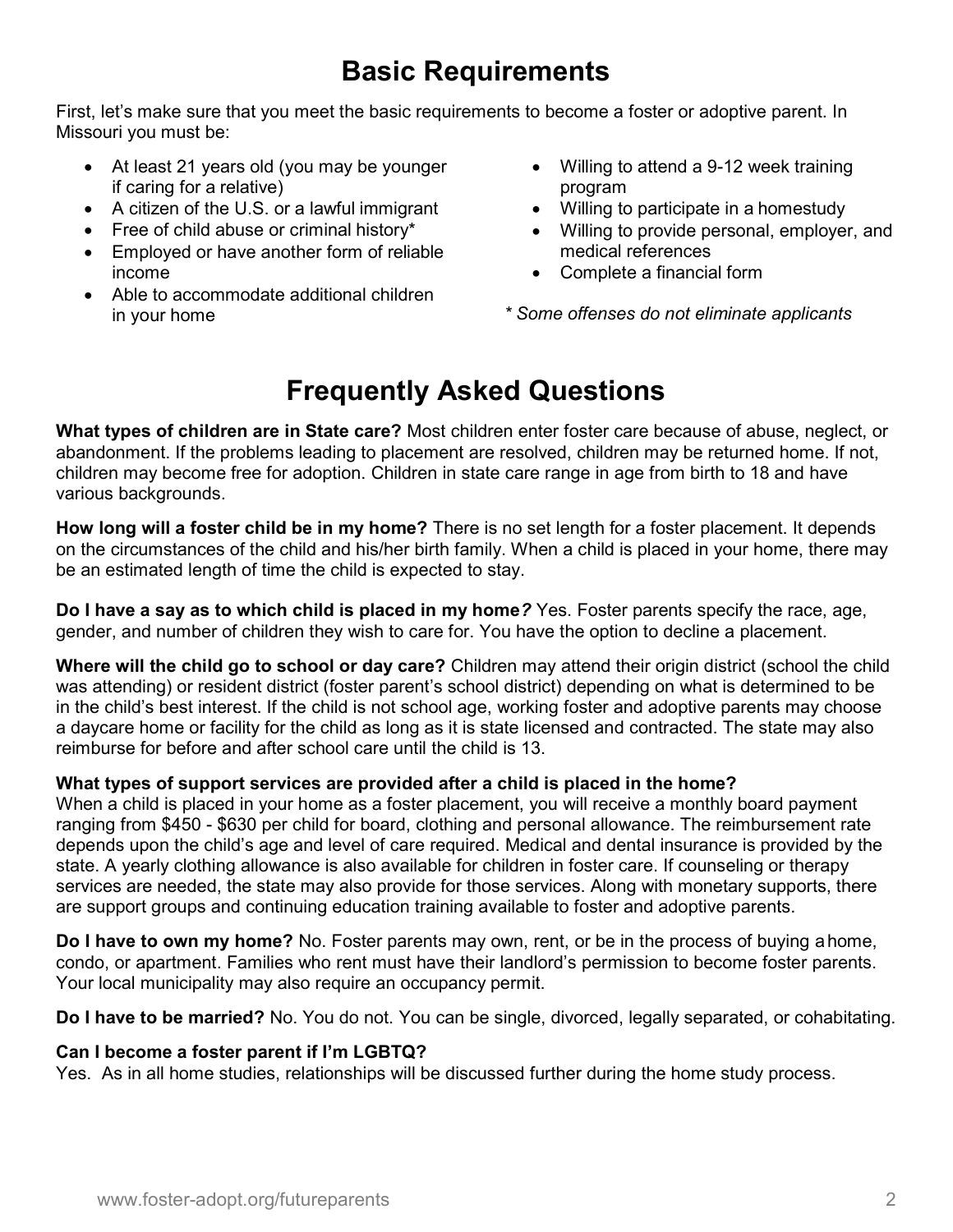# Basic Requirements

First, let's make sure that you meet the basic requirements to become a foster or adoptive parent. In Missouri you must be:

- At least 21 years old (you may be younger if caring for a relative)
- A citizen of the U.S. or a lawful immigrant
- Free of child abuse or criminal history*
- Employed or have another form of reliable income
- Able to accommodate additional children in your home
- Willing to attend a 9-12 week training program
- Willing to participate in a homestudy
- Willing to provide personal, employer, and medical references
- Complete a financial form

*\* Some offenses do not eliminate applicants*

# Frequently Asked Questions

**What types of children are in State care?** Most children enter foster care because of abuse, neglect, or abandonment. If the problems leading to placement are resolved, children may be returned home. If not, children may become free for adoption. Children in state care range in age from birth to 18 and have various backgrounds.

**How long will a foster child be in my home?** There is no set length for a foster placement. It depends on the circumstances of the child and his/her birth family. When a child is placed in your home, there may be an estimated length of time the child is expected to stay.

**Do I have a say as to which child is placed in my home?** Yes. Foster parents specify the race, age, gender, and number of children they wish to care for. You have the option to decline a placement.

**Where will the child go to school or day care?** Children may attend their origin district (school the child was attending) or resident district (foster parent's school district) depending on what is determined to be in the child's best interest. If the child is not school age, working foster and adoptive parents may choose a daycare home or facility for the child as long as it is state licensed and contracted. The state may also reimburse for before and after school care until the child is 13.

**What types of support services are provided after a child is placed in the home?**
When a child is placed in your home as a foster placement, you will receive a monthly board payment ranging from $450 - $630 per child for board, clothing and personal allowance. The reimbursement rate depends upon the child's age and level of care required. Medical and dental insurance is provided by the state. A yearly clothing allowance is also available for children in foster care. If counseling or therapy services are needed, the state may also provide for those services. Along with monetary supports, there are support groups and continuing education training available to foster and adoptive parents.

**Do I have to own my home?** No. Foster parents may own, rent, or be in the process of buying a home, condo, or apartment. Families who rent must have their landlord's permission to become foster parents. Your local municipality may also require an occupancy permit.

**Do I have to be married?** No. You do not. You can be single, divorced, legally separated, or cohabitating.

**Can I become a foster parent if I'm LGBTQ?**
Yes. As in all home studies, relationships will be discussed further during the home study process.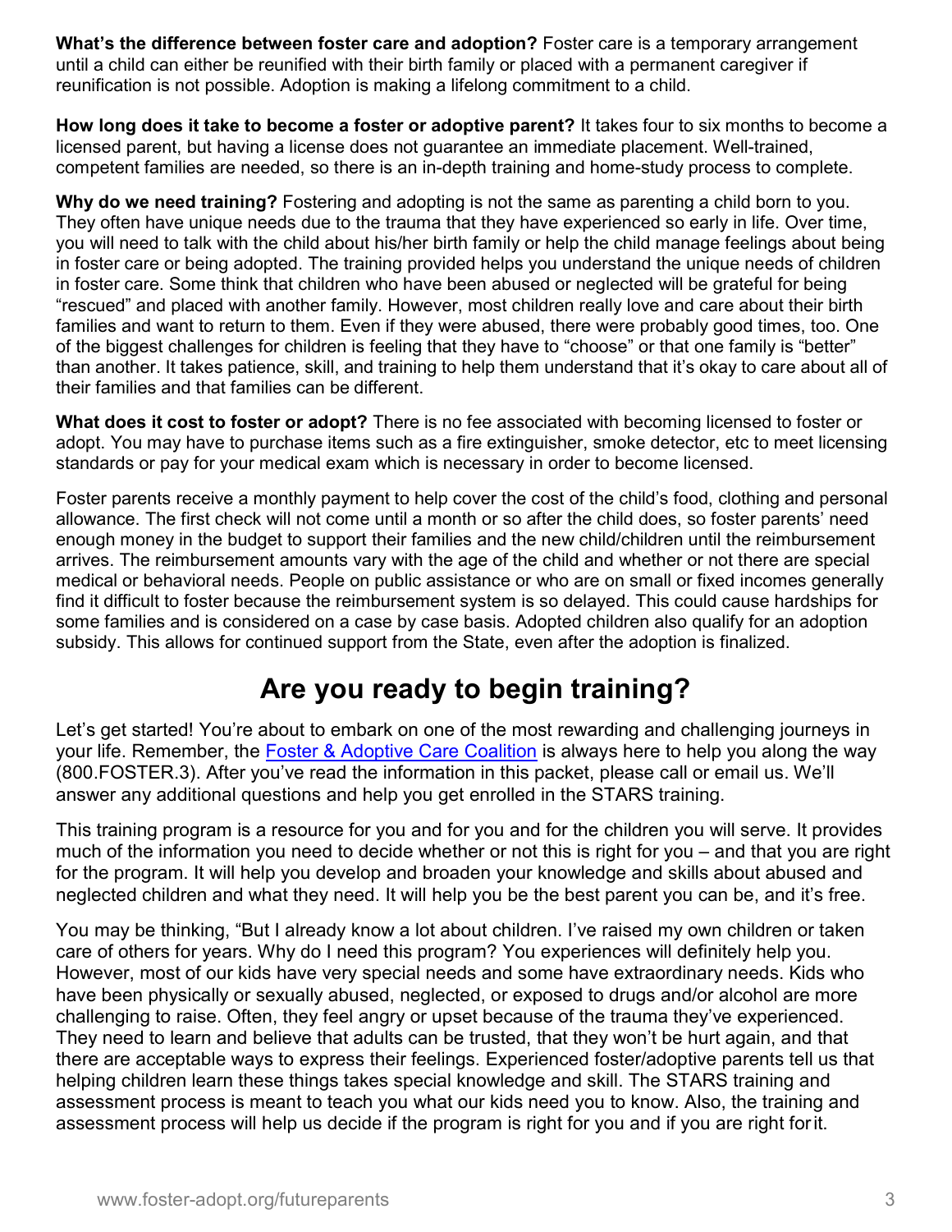**What's the difference between foster care and adoption?** Foster care is a temporary arrangement until a child can either be reunified with their birth family or placed with a permanent caregiver if reunification is not possible. Adoption is making a lifelong commitment to a child.

**How long does it take to become a foster or adoptive parent?** It takes four to six months to become a licensed parent, but having a license does not guarantee an immediate placement. Well-trained, competent families are needed, so there is an in-depth training and home-study process to complete.

**Why do we need training?** Fostering and adopting is not the same as parenting a child born to you. They often have unique needs due to the trauma that they have experienced so early in life. Over time, you will need to talk with the child about his/her birth family or help the child manage feelings about being in foster care or being adopted. The training provided helps you understand the unique needs of children in foster care. Some think that children who have been abused or neglected will be grateful for being "rescued" and placed with another family. However, most children really love and care about their birth families and want to return to them. Even if they were abused, there were probably good times, too. One of the biggest challenges for children is feeling that they have to "choose" or that one family is "better" than another. It takes patience, skill, and training to help them understand that it's okay to care about all of their families and that families can be different.

**What does it cost to foster or adopt?** There is no fee associated with becoming licensed to foster or adopt. You may have to purchase items such as a fire extinguisher, smoke detector, etc to meet licensing standards or pay for your medical exam which is necessary in order to become licensed.

Foster parents receive a monthly payment to help cover the cost of the child's food, clothing and personal allowance. The first check will not come until a month or so after the child does, so foster parents' need enough money in the budget to support their families and the new child/children until the reimbursement arrives. The reimbursement amounts vary with the age of the child and whether or not there are special medical or behavioral needs. People on public assistance or who are on small or fixed incomes generally find it difficult to foster because the reimbursement system is so delayed. This could cause hardships for some families and is considered on a case by case basis. Adopted children also qualify for an adoption subsidy. This allows for continued support from the State, even after the adoption is finalized.

## Are you ready to begin training?

Let's get started! You're about to embark on one of the most rewarding and challenging journeys in your life. Remember, the Foster & Adoptive Care Coalition is always here to help you along the way (800.FOSTER.3). After you've read the information in this packet, please call or email us. We'll answer any additional questions and help you get enrolled in the STARS training.

This training program is a resource for you and for you and for the children you will serve. It provides much of the information you need to decide whether or not this is right for you – and that you are right for the program. It will help you develop and broaden your knowledge and skills about abused and neglected children and what they need. It will help you be the best parent you can be, and it's free.

You may be thinking, "But I already know a lot about children. I've raised my own children or taken care of others for years. Why do I need this program? You experiences will definitely help you. However, most of our kids have very special needs and some have extraordinary needs. Kids who have been physically or sexually abused, neglected, or exposed to drugs and/or alcohol are more challenging to raise. Often, they feel angry or upset because of the trauma they've experienced. They need to learn and believe that adults can be trusted, that they won't be hurt again, and that there are acceptable ways to express their feelings. Experienced foster/adoptive parents tell us that helping children learn these things takes special knowledge and skill. The STARS training and assessment process is meant to teach you what our kids need you to know. Also, the training and assessment process will help us decide if the program is right for you and if you are right for it.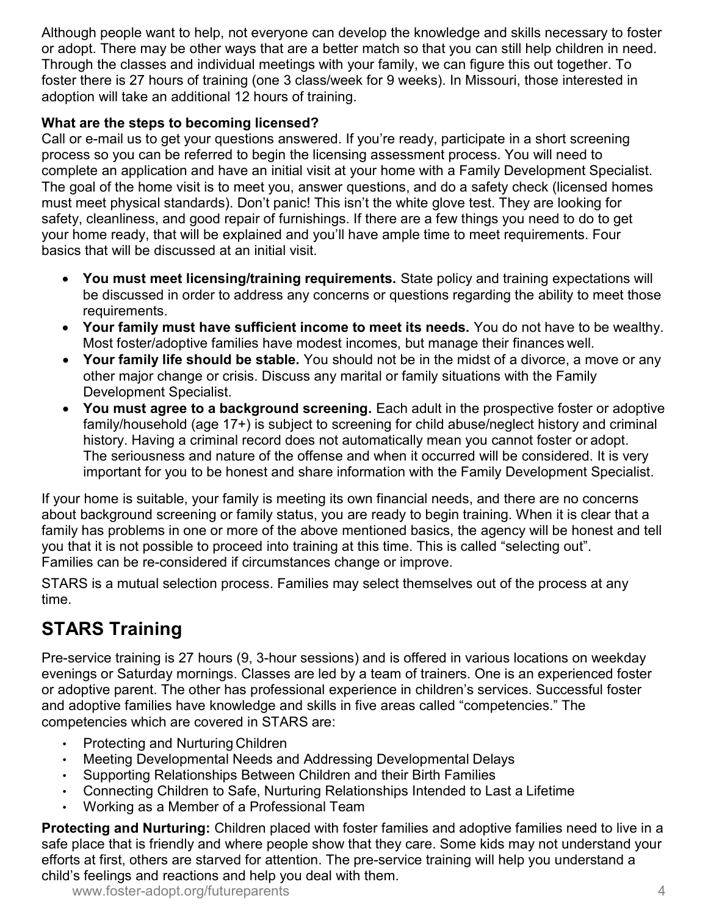Although people want to help, not everyone can develop the knowledge and skills necessary to foster or adopt. There may be other ways that are a better match so that you can still help children in need. Through the classes and individual meetings with your family, we can figure this out together. To foster there is 27 hours of training (one 3 class/week for 9 weeks). In Missouri, those interested in adoption will take an additional 12 hours of training.

**What are the steps to becoming licensed?**

Call or e-mail us to get your questions answered. If you're ready, participate in a short screening process so you can be referred to begin the licensing assessment process. You will need to complete an application and have an initial visit at your home with a Family Development Specialist. The goal of the home visit is to meet you, answer questions, and do a safety check (licensed homes must meet physical standards). Don't panic! This isn't the white glove test. They are looking for safety, cleanliness, and good repair of furnishings. If there are a few things you need to do to get your home ready, that will be explained and you'll have ample time to meet requirements. Four basics that will be discussed at an initial visit.

- **You must meet licensing/training requirements.** State policy and training expectations will be discussed in order to address any concerns or questions regarding the ability to meet those requirements.
- **Your family must have sufficient income to meet its needs.** You do not have to be wealthy. Most foster/adoptive families have modest incomes, but manage their finances well.
- **Your family life should be stable.** You should not be in the midst of a divorce, a move or any other major change or crisis. Discuss any marital or family situations with the Family Development Specialist.
- **You must agree to a background screening.** Each adult in the prospective foster or adoptive family/household (age 17+) is subject to screening for child abuse/neglect history and criminal history. Having a criminal record does not automatically mean you cannot foster or adopt. The seriousness and nature of the offense and when it occurred will be considered. It is very important for you to be honest and share information with the Family Development Specialist.

If your home is suitable, your family is meeting its own financial needs, and there are no concerns about background screening or family status, you are ready to begin training. When it is clear that a family has problems in one or more of the above mentioned basics, the agency will be honest and tell you that it is not possible to proceed into training at this time. This is called "selecting out". Families can be re-considered if circumstances change or improve.

STARS is a mutual selection process. Families may select themselves out of the process at any time.

## STARS Training

Pre-service training is 27 hours (9, 3-hour sessions) and is offered in various locations on weekday evenings or Saturday mornings. Classes are led by a team of trainers. One is an experienced foster or adoptive parent. The other has professional experience in children's services. Successful foster and adoptive families have knowledge and skills in five areas called "competencies." The competencies which are covered in STARS are:

- Protecting and Nurturing Children
- Meeting Developmental Needs and Addressing Developmental Delays
- Supporting Relationships Between Children and their Birth Families
- Connecting Children to Safe, Nurturing Relationships Intended to Last a Lifetime
- Working as a Member of a Professional Team

**Protecting and Nurturing:** Children placed with foster families and adoptive families need to live in a safe place that is friendly and where people show that they care. Some kids may not understand your efforts at first, others are starved for attention. The pre-service training will help you understand a child's feelings and reactions and help you deal with them.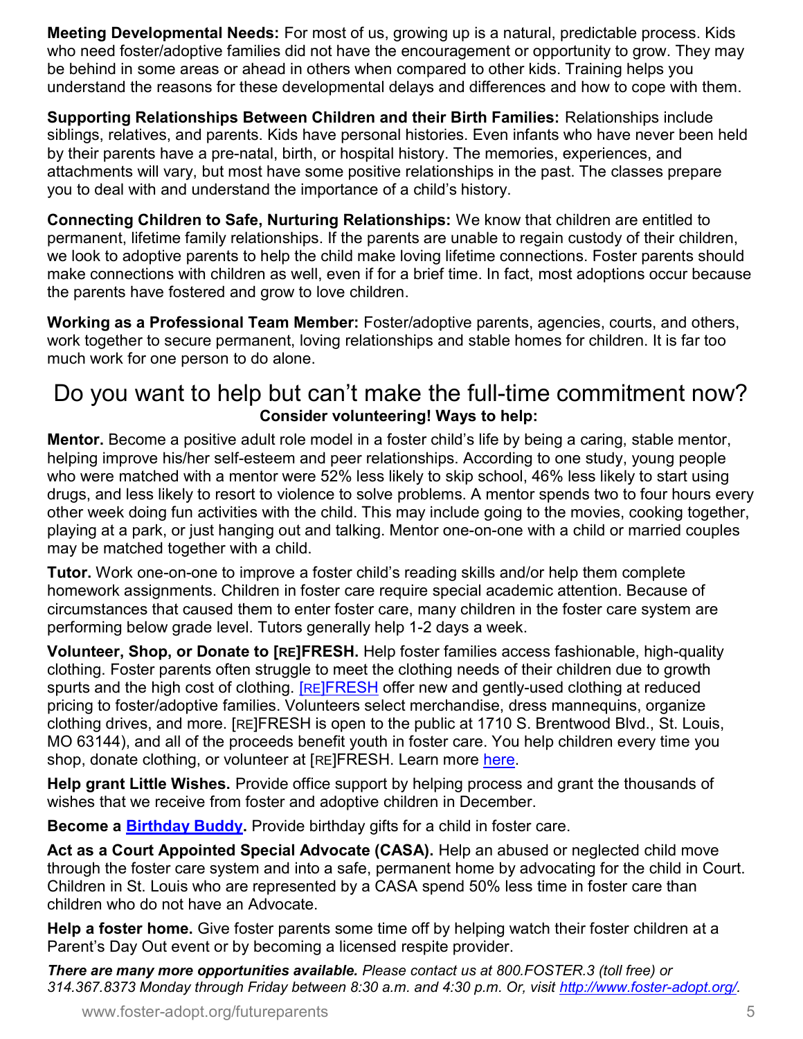**Meeting Developmental Needs:** For most of us, growing up is a natural, predictable process. Kids who need foster/adoptive families did not have the encouragement or opportunity to grow. They may be behind in some areas or ahead in others when compared to other kids. Training helps you understand the reasons for these developmental delays and differences and how to cope with them.

**Supporting Relationships Between Children and their Birth Families:** Relationships include siblings, relatives, and parents. Kids have personal histories. Even infants who have never been held by their parents have a pre-natal, birth, or hospital history. The memories, experiences, and attachments will vary, but most have some positive relationships in the past. The classes prepare you to deal with and understand the importance of a child's history.

**Connecting Children to Safe, Nurturing Relationships:** We know that children are entitled to permanent, lifetime family relationships. If the parents are unable to regain custody of their children, we look to adoptive parents to help the child make loving lifetime connections. Foster parents should make connections with children as well, even if for a brief time. In fact, most adoptions occur because the parents have fostered and grow to love children.

**Working as a Professional Team Member:** Foster/adoptive parents, agencies, courts, and others, work together to secure permanent, loving relationships and stable homes for children. It is far too much work for one person to do alone.

# Do you want to help but can't make the full-time commitment now?

**Consider volunteering! Ways to help:**

**Mentor.** Become a positive adult role model in a foster child's life by being a caring, stable mentor, helping improve his/her self-esteem and peer relationships. According to one study, young people who were matched with a mentor were 52% less likely to skip school, 46% less likely to start using drugs, and less likely to resort to violence to solve problems. A mentor spends two to four hours every other week doing fun activities with the child. This may include going to the movies, cooking together, playing at a park, or just hanging out and talking. Mentor one-on-one with a child or married couples may be matched together with a child.

**Tutor.** Work one-on-one to improve a foster child's reading skills and/or help them complete homework assignments. Children in foster care require special academic attention. Because of circumstances that caused them to enter foster care, many children in the foster care system are performing below grade level. Tutors generally help 1-2 days a week.

**Volunteer, Shop, or Donate to [RE]FRESH.** Help foster families access fashionable, high-quality clothing. Foster parents often struggle to meet the clothing needs of their children due to growth spurts and the high cost of clothing. [RE]FRESH offer new and gently-used clothing at reduced pricing to foster/adoptive families. Volunteers select merchandise, dress mannequins, organize clothing drives, and more. [RE]FRESH is open to the public at 1710 S. Brentwood Blvd., St. Louis, MO 63144), and all of the proceeds benefit youth in foster care. You help children every time you shop, donate clothing, or volunteer at [RE]FRESH. Learn more here.

**Help grant Little Wishes.** Provide office support by helping process and grant the thousands of wishes that we receive from foster and adoptive children in December.

**Become a Birthday Buddy.** Provide birthday gifts for a child in foster care.

**Act as a Court Appointed Special Advocate (CASA).** Help an abused or neglected child move through the foster care system and into a safe, permanent home by advocating for the child in Court. Children in St. Louis who are represented by a CASA spend 50% less time in foster care than children who do not have an Advocate.

**Help a foster home.** Give foster parents some time off by helping watch their foster children at a Parent's Day Out event or by becoming a licensed respite provider.

***There are many more opportunities available.*** *Please contact us at 800.FOSTER.3 (toll free) or 314.367.8373 Monday through Friday between 8:30 a.m. and 4:30 p.m. Or, visit http://www.foster-adopt.org/.*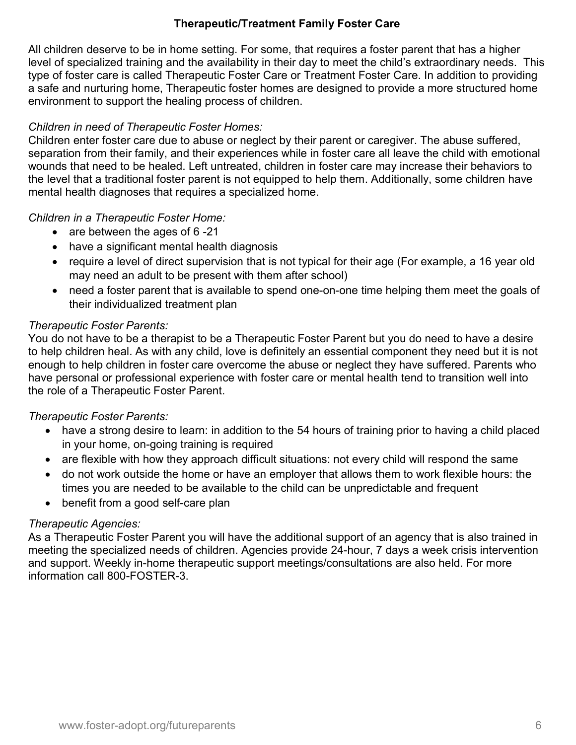## Therapeutic/Treatment Family Foster Care

All children deserve to be in home setting. For some, that requires a foster parent that has a higher level of specialized training and the availability in their day to meet the child's extraordinary needs. This type of foster care is called Therapeutic Foster Care or Treatment Foster Care. In addition to providing a safe and nurturing home, Therapeutic foster homes are designed to provide a more structured home environment to support the healing process of children.

*Children in need of Therapeutic Foster Homes:*

Children enter foster care due to abuse or neglect by their parent or caregiver. The abuse suffered, separation from their family, and their experiences while in foster care all leave the child with emotional wounds that need to be healed. Left untreated, children in foster care may increase their behaviors to the level that a traditional foster parent is not equipped to help them. Additionally, some children have mental health diagnoses that requires a specialized home.

*Children in a Therapeutic Foster Home:*

- are between the ages of 6 -21
- have a significant mental health diagnosis
- require a level of direct supervision that is not typical for their age (For example, a 16 year old may need an adult to be present with them after school)
- need a foster parent that is available to spend one-on-one time helping them meet the goals of their individualized treatment plan

*Therapeutic Foster Parents:*

You do not have to be a therapist to be a Therapeutic Foster Parent but you do need to have a desire to help children heal. As with any child, love is definitely an essential component they need but it is not enough to help children in foster care overcome the abuse or neglect they have suffered. Parents who have personal or professional experience with foster care or mental health tend to transition well into the role of a Therapeutic Foster Parent.

*Therapeutic Foster Parents:*

- have a strong desire to learn: in addition to the 54 hours of training prior to having a child placed in your home, on-going training is required
- are flexible with how they approach difficult situations: not every child will respond the same
- do not work outside the home or have an employer that allows them to work flexible hours: the times you are needed to be available to the child can be unpredictable and frequent
- benefit from a good self-care plan

*Therapeutic Agencies:*

As a Therapeutic Foster Parent you will have the additional support of an agency that is also trained in meeting the specialized needs of children. Agencies provide 24-hour, 7 days a week crisis intervention and support. Weekly in-home therapeutic support meetings/consultations are also held. For more information call 800-FOSTER-3.